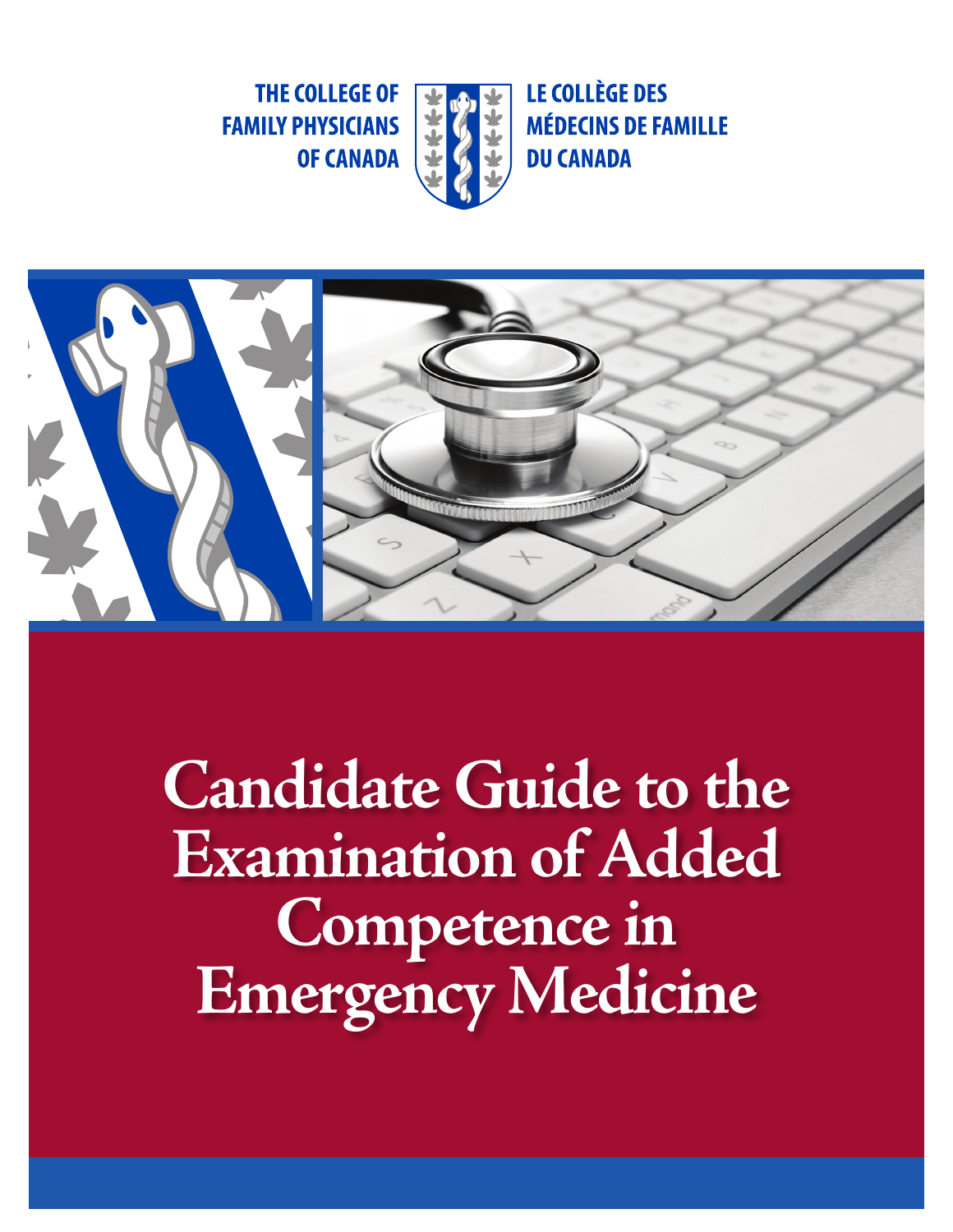THE COLLEGE OF FAMILY PHYSICIANS OF CANADA

LE COLLÈGE DES MÉDECINS DE FAMILLE DU CANADA

# Candidate Guide to the Examination of Added Competence in Emergency Medicine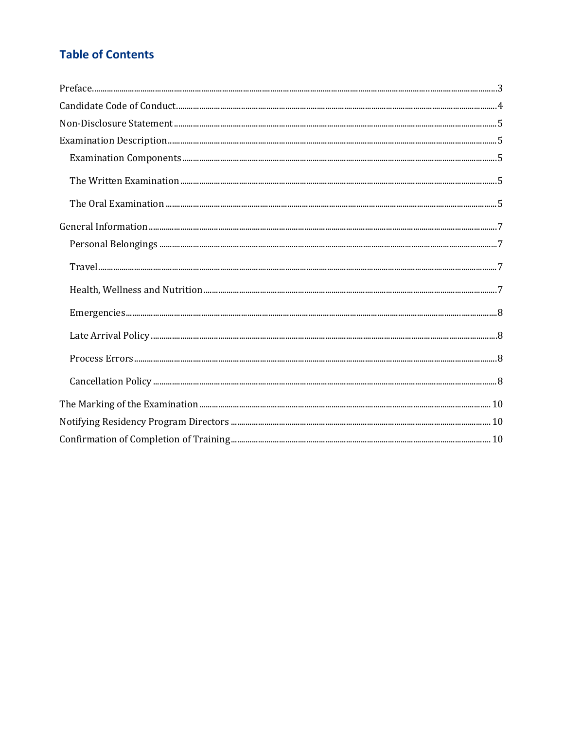## Table of Contents

Preface....3
Candidate Code of Conduct....4
Non-Disclosure Statement....5
Examination Description....5
- Examination Components....5
- The Written Examination....5
- The Oral Examination....5

General Information....7
- Personal Belongings....7
- Travel....7
- Health, Wellness and Nutrition....7
- Emergencies....8
- Late Arrival Policy....8
- Process Errors....8
- Cancellation Policy....8

The Marking of the Examination....10
Notifying Residency Program Directors....10
Confirmation of Completion of Training....10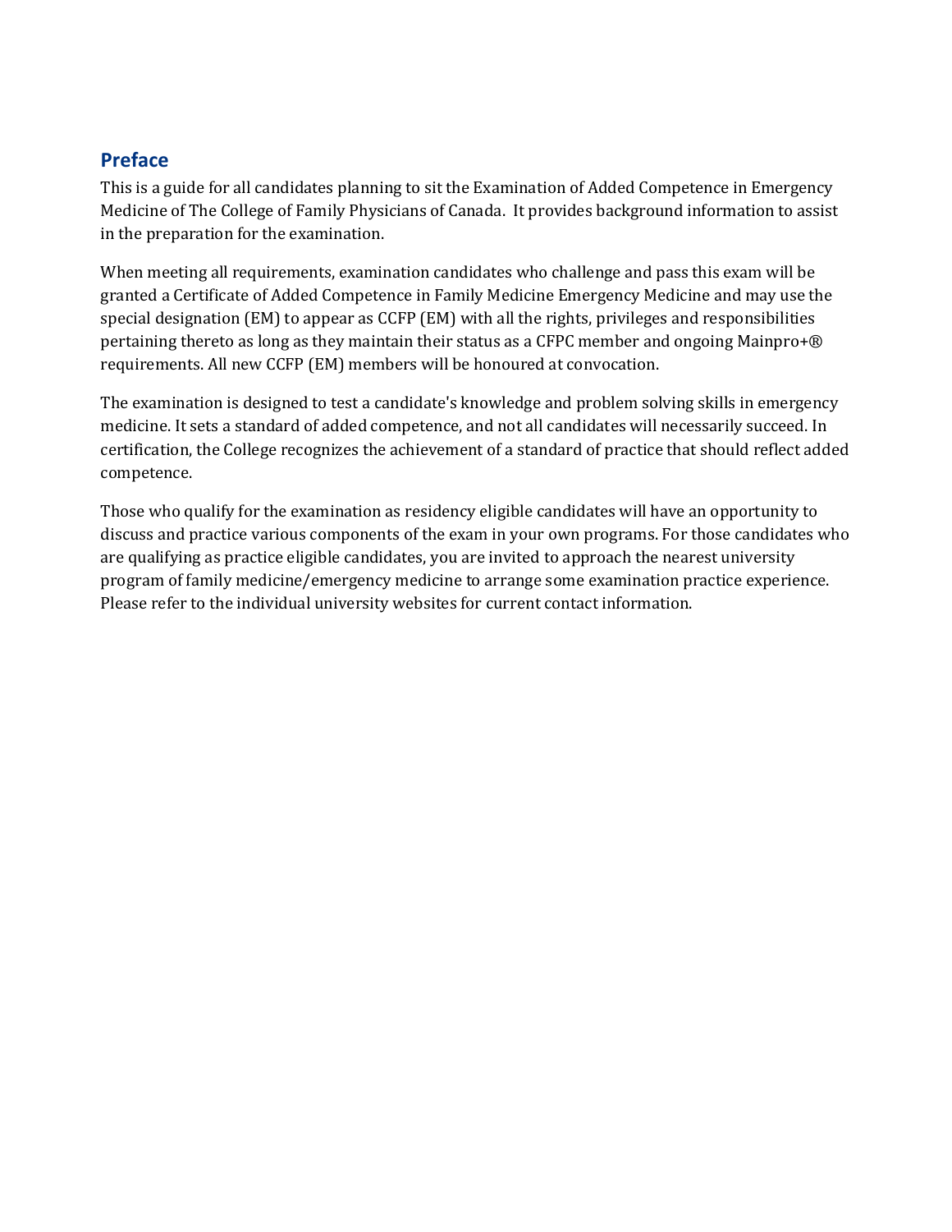## Preface

This is a guide for all candidates planning to sit the Examination of Added Competence in Emergency Medicine of The College of Family Physicians of Canada. It provides background information to assist in the preparation for the examination.

When meeting all requirements, examination candidates who challenge and pass this exam will be granted a Certificate of Added Competence in Family Medicine Emergency Medicine and may use the special designation (EM) to appear as CCFP (EM) with all the rights, privileges and responsibilities pertaining thereto as long as they maintain their status as a CFPC member and ongoing Mainpro+® requirements. All new CCFP (EM) members will be honoured at convocation.

The examination is designed to test a candidate's knowledge and problem solving skills in emergency medicine. It sets a standard of added competence, and not all candidates will necessarily succeed. In certification, the College recognizes the achievement of a standard of practice that should reflect added competence.

Those who qualify for the examination as residency eligible candidates will have an opportunity to discuss and practice various components of the exam in your own programs. For those candidates who are qualifying as practice eligible candidates, you are invited to approach the nearest university program of family medicine/emergency medicine to arrange some examination practice experience. Please refer to the individual university websites for current contact information.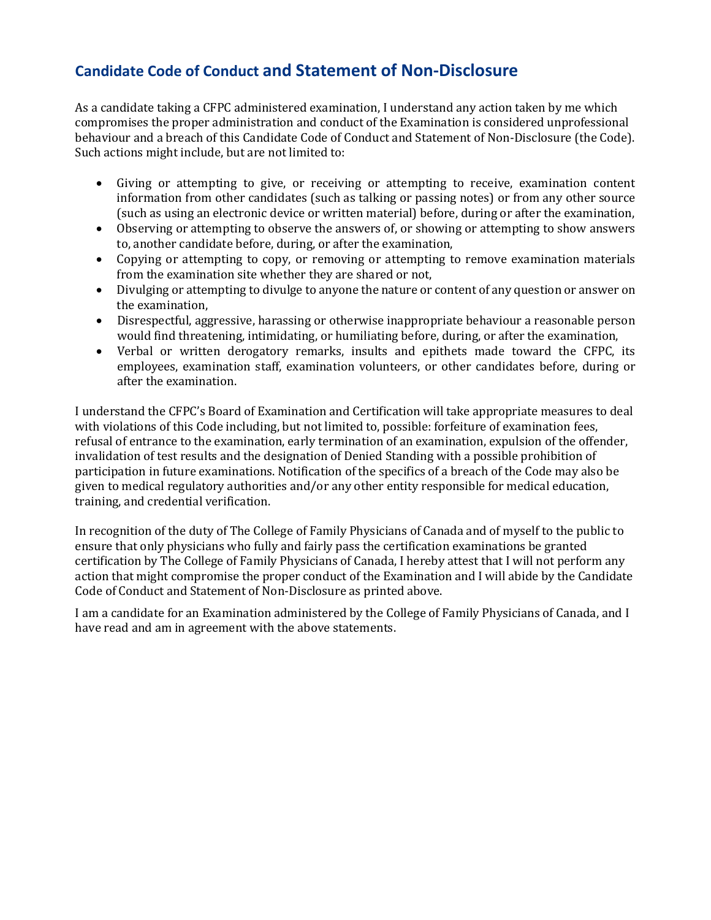## Candidate Code of Conduct and Statement of Non-Disclosure

As a candidate taking a CFPC administered examination, I understand any action taken by me which compromises the proper administration and conduct of the Examination is considered unprofessional behaviour and a breach of this Candidate Code of Conduct and Statement of Non-Disclosure (the Code). Such actions might include, but are not limited to:

- Giving or attempting to give, or receiving or attempting to receive, examination content information from other candidates (such as talking or passing notes) or from any other source (such as using an electronic device or written material) before, during or after the examination,
- Observing or attempting to observe the answers of, or showing or attempting to show answers to, another candidate before, during, or after the examination,
- Copying or attempting to copy, or removing or attempting to remove examination materials from the examination site whether they are shared or not,
- Divulging or attempting to divulge to anyone the nature or content of any question or answer on the examination,
- Disrespectful, aggressive, harassing or otherwise inappropriate behaviour a reasonable person would find threatening, intimidating, or humiliating before, during, or after the examination,
- Verbal or written derogatory remarks, insults and epithets made toward the CFPC, its employees, examination staff, examination volunteers, or other candidates before, during or after the examination.

I understand the CFPC's Board of Examination and Certification will take appropriate measures to deal with violations of this Code including, but not limited to, possible: forfeiture of examination fees, refusal of entrance to the examination, early termination of an examination, expulsion of the offender, invalidation of test results and the designation of Denied Standing with a possible prohibition of participation in future examinations. Notification of the specifics of a breach of the Code may also be given to medical regulatory authorities and/or any other entity responsible for medical education, training, and credential verification.

In recognition of the duty of The College of Family Physicians of Canada and of myself to the public to ensure that only physicians who fully and fairly pass the certification examinations be granted certification by The College of Family Physicians of Canada, I hereby attest that I will not perform any action that might compromise the proper conduct of the Examination and I will abide by the Candidate Code of Conduct and Statement of Non-Disclosure as printed above.

I am a candidate for an Examination administered by the College of Family Physicians of Canada, and I have read and am in agreement with the above statements.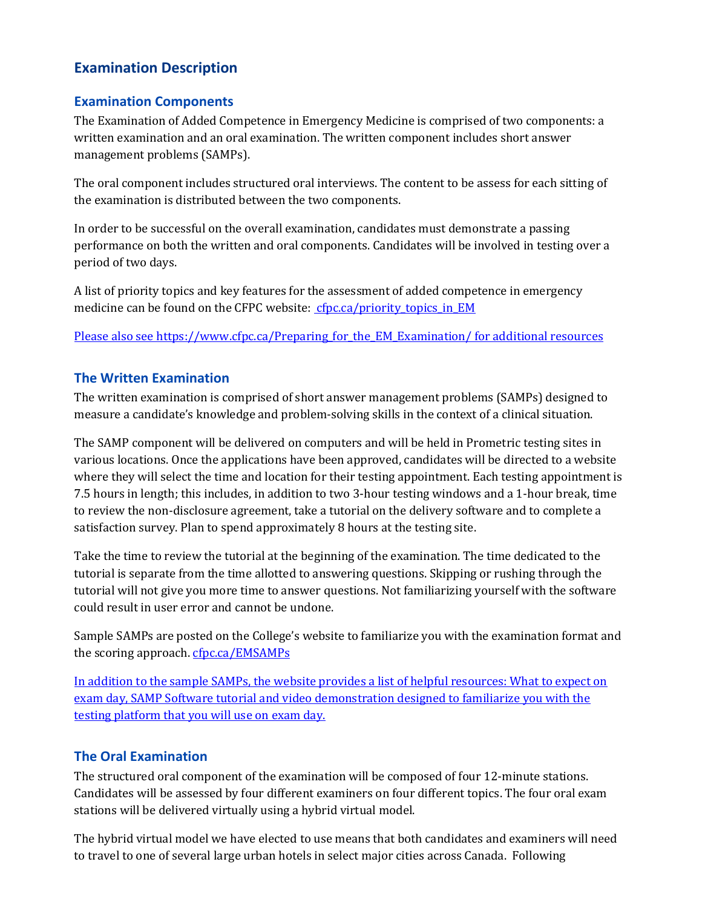## Examination Description

### Examination Components

The Examination of Added Competence in Emergency Medicine is comprised of two components: a written examination and an oral examination. The written component includes short answer management problems (SAMPs).

The oral component includes structured oral interviews. The content to be assess for each sitting of the examination is distributed between the two components.

In order to be successful on the overall examination, candidates must demonstrate a passing performance on both the written and oral components. Candidates will be involved in testing over a period of two days.

A list of priority topics and key features for the assessment of added competence in emergency medicine can be found on the CFPC website: cfpc.ca/priority_topics_in_EM

Please also see https://www.cfpc.ca/Preparing_for_the_EM_Examination/ for additional resources

### The Written Examination

The written examination is comprised of short answer management problems (SAMPs) designed to measure a candidate's knowledge and problem-solving skills in the context of a clinical situation.

The SAMP component will be delivered on computers and will be held in Prometric testing sites in various locations. Once the applications have been approved, candidates will be directed to a website where they will select the time and location for their testing appointment. Each testing appointment is 7.5 hours in length; this includes, in addition to two 3-hour testing windows and a 1-hour break, time to review the non-disclosure agreement, take a tutorial on the delivery software and to complete a satisfaction survey. Plan to spend approximately 8 hours at the testing site.

Take the time to review the tutorial at the beginning of the examination. The time dedicated to the tutorial is separate from the time allotted to answering questions. Skipping or rushing through the tutorial will not give you more time to answer questions. Not familiarizing yourself with the software could result in user error and cannot be undone.

Sample SAMPs are posted on the College's website to familiarize you with the examination format and the scoring approach. cfpc.ca/EMSAMPs

In addition to the sample SAMPs, the website provides a list of helpful resources: What to expect on exam day, SAMP Software tutorial and video demonstration designed to familiarize you with the testing platform that you will use on exam day.

### The Oral Examination

The structured oral component of the examination will be composed of four 12-minute stations. Candidates will be assessed by four different examiners on four different topics. The four oral exam stations will be delivered virtually using a hybrid virtual model.

The hybrid virtual model we have elected to use means that both candidates and examiners will need to travel to one of several large urban hotels in select major cities across Canada. Following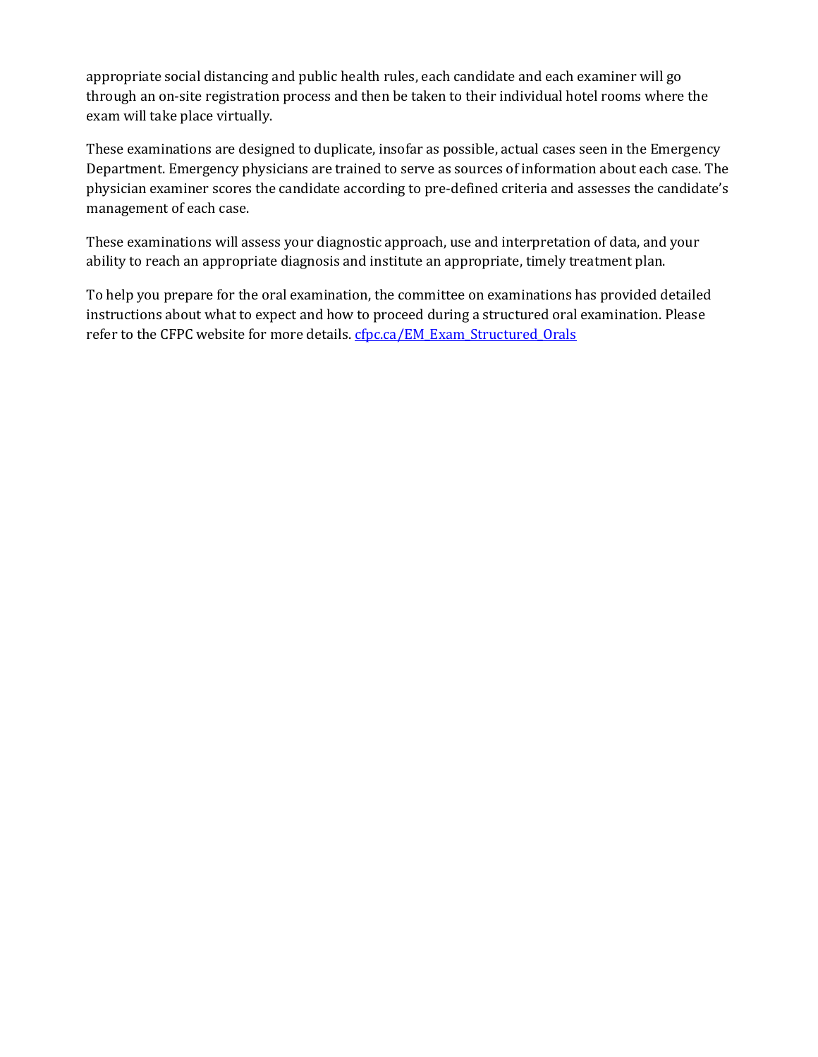appropriate social distancing and public health rules, each candidate and each examiner will go through an on-site registration process and then be taken to their individual hotel rooms where the exam will take place virtually.

These examinations are designed to duplicate, insofar as possible, actual cases seen in the Emergency Department. Emergency physicians are trained to serve as sources of information about each case. The physician examiner scores the candidate according to pre-defined criteria and assesses the candidate's management of each case.

These examinations will assess your diagnostic approach, use and interpretation of data, and your ability to reach an appropriate diagnosis and institute an appropriate, timely treatment plan.

To help you prepare for the oral examination, the committee on examinations has provided detailed instructions about what to expect and how to proceed during a structured oral examination. Please refer to the CFPC website for more details. [cfpc.ca/EM_Exam_Structured_Orals](cfpc.ca/EM_Exam_Structured_Orals)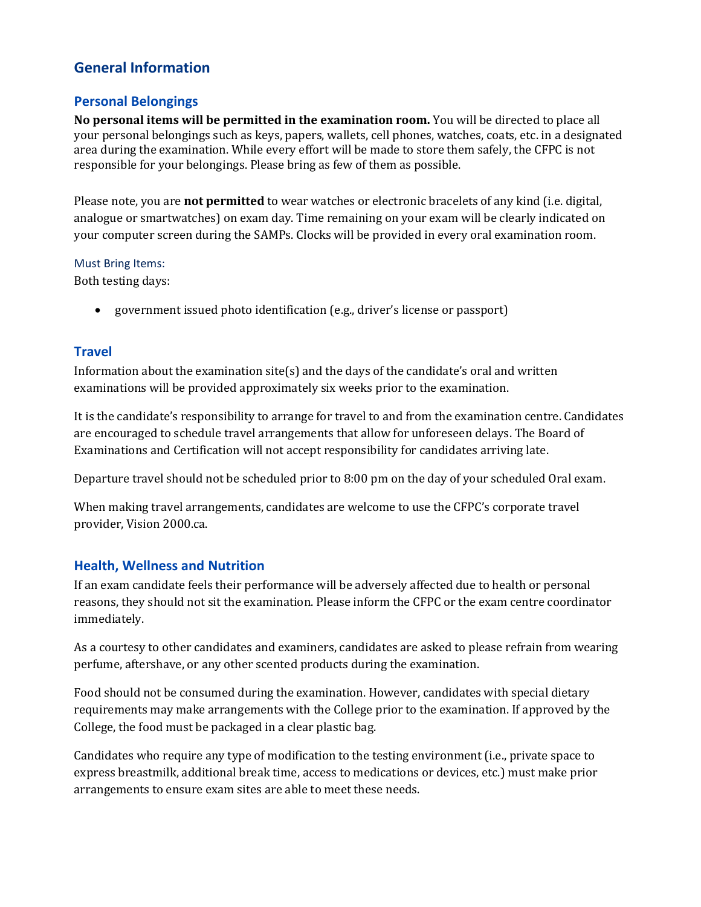## General Information

### Personal Belongings

**No personal items will be permitted in the examination room.** You will be directed to place all your personal belongings such as keys, papers, wallets, cell phones, watches, coats, etc. in a designated area during the examination. While every effort will be made to store them safely, the CFPC is not responsible for your belongings. Please bring as few of them as possible.

Please note, you are **not permitted** to wear watches or electronic bracelets of any kind (i.e. digital, analogue or smartwatches) on exam day. Time remaining on your exam will be clearly indicated on your computer screen during the SAMPs. Clocks will be provided in every oral examination room.

#### Must Bring Items:

Both testing days:

- government issued photo identification (e.g., driver's license or passport)

### Travel

Information about the examination site(s) and the days of the candidate's oral and written examinations will be provided approximately six weeks prior to the examination.

It is the candidate's responsibility to arrange for travel to and from the examination centre. Candidates are encouraged to schedule travel arrangements that allow for unforeseen delays. The Board of Examinations and Certification will not accept responsibility for candidates arriving late.

Departure travel should not be scheduled prior to 8:00 pm on the day of your scheduled Oral exam.

When making travel arrangements, candidates are welcome to use the CFPC's corporate travel provider, Vision 2000.ca.

### Health, Wellness and Nutrition

If an exam candidate feels their performance will be adversely affected due to health or personal reasons, they should not sit the examination. Please inform the CFPC or the exam centre coordinator immediately.

As a courtesy to other candidates and examiners, candidates are asked to please refrain from wearing perfume, aftershave, or any other scented products during the examination.

Food should not be consumed during the examination. However, candidates with special dietary requirements may make arrangements with the College prior to the examination. If approved by the College, the food must be packaged in a clear plastic bag.

Candidates who require any type of modification to the testing environment (i.e., private space to express breastmilk, additional break time, access to medications or devices, etc.) must make prior arrangements to ensure exam sites are able to meet these needs.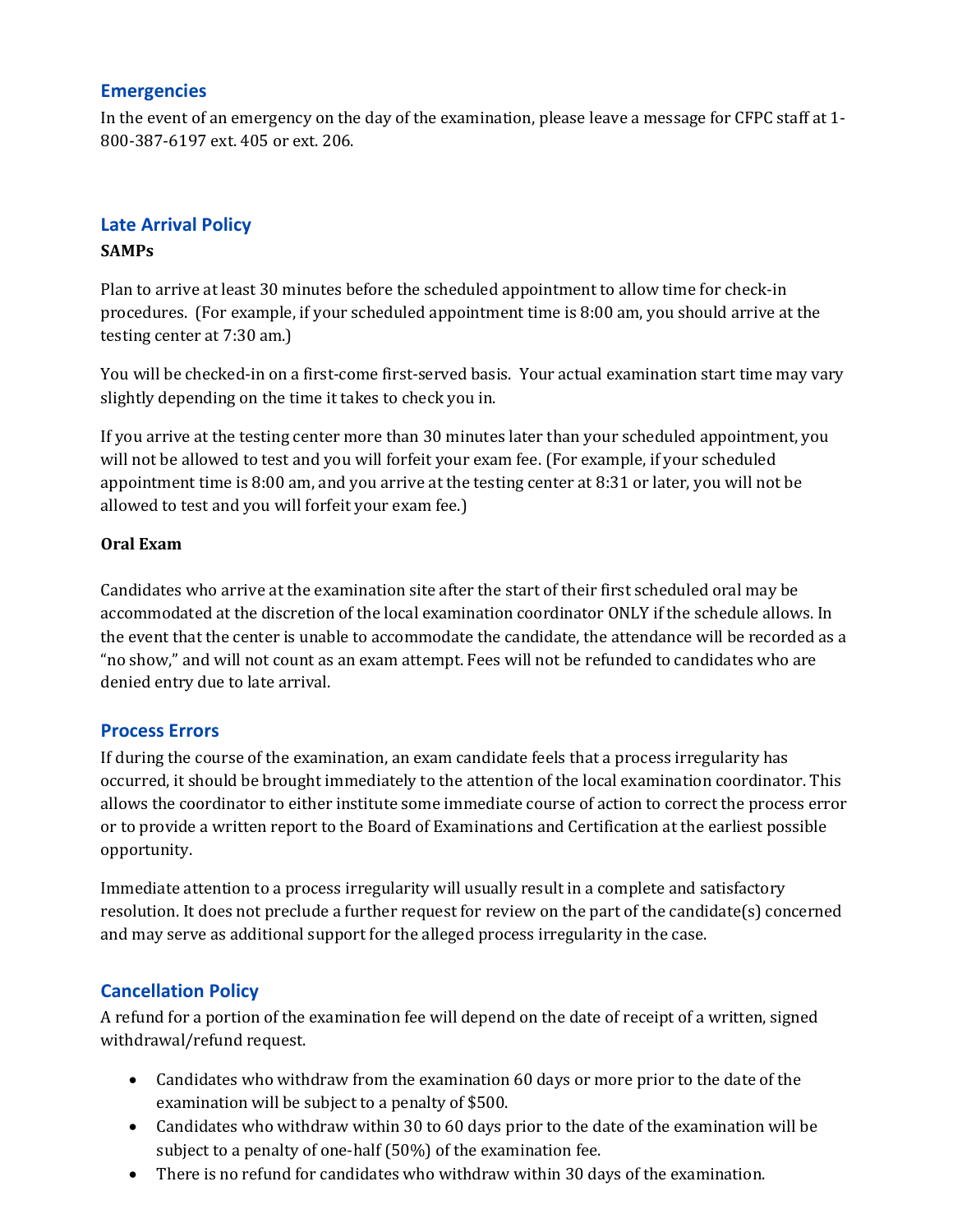## Emergencies

In the event of an emergency on the day of the examination, please leave a message for CFPC staff at 1-800-387-6197 ext. 405 or ext. 206.

## Late Arrival Policy

**SAMPs**

Plan to arrive at least 30 minutes before the scheduled appointment to allow time for check-in procedures. (For example, if your scheduled appointment time is 8:00 am, you should arrive at the testing center at 7:30 am.)

You will be checked-in on a first-come first-served basis. Your actual examination start time may vary slightly depending on the time it takes to check you in.

If you arrive at the testing center more than 30 minutes later than your scheduled appointment, you will not be allowed to test and you will forfeit your exam fee. (For example, if your scheduled appointment time is 8:00 am, and you arrive at the testing center at 8:31 or later, you will not be allowed to test and you will forfeit your exam fee.)

**Oral Exam**

Candidates who arrive at the examination site after the start of their first scheduled oral may be accommodated at the discretion of the local examination coordinator ONLY if the schedule allows. In the event that the center is unable to accommodate the candidate, the attendance will be recorded as a "no show," and will not count as an exam attempt. Fees will not be refunded to candidates who are denied entry due to late arrival.

## Process Errors

If during the course of the examination, an exam candidate feels that a process irregularity has occurred, it should be brought immediately to the attention of the local examination coordinator. This allows the coordinator to either institute some immediate course of action to correct the process error or to provide a written report to the Board of Examinations and Certification at the earliest possible opportunity.

Immediate attention to a process irregularity will usually result in a complete and satisfactory resolution. It does not preclude a further request for review on the part of the candidate(s) concerned and may serve as additional support for the alleged process irregularity in the case.

## Cancellation Policy

A refund for a portion of the examination fee will depend on the date of receipt of a written, signed withdrawal/refund request.

- Candidates who withdraw from the examination 60 days or more prior to the date of the examination will be subject to a penalty of $500.
- Candidates who withdraw within 30 to 60 days prior to the date of the examination will be subject to a penalty of one-half (50%) of the examination fee.
- There is no refund for candidates who withdraw within 30 days of the examination.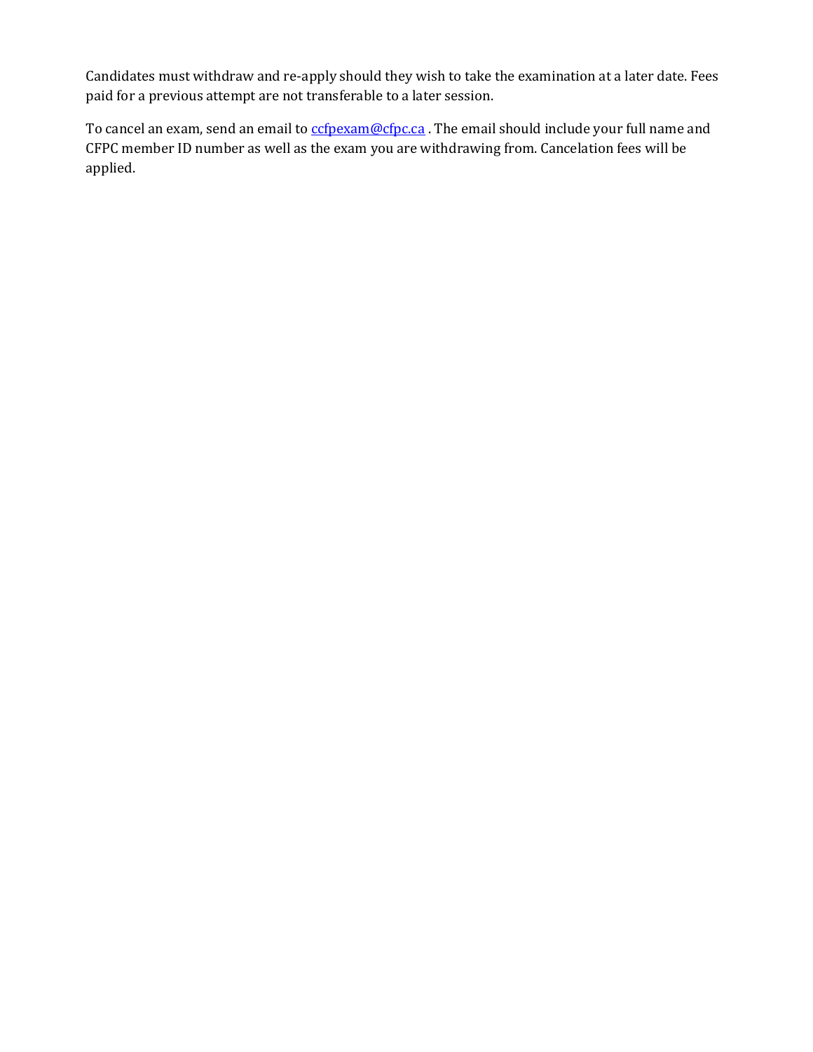Candidates must withdraw and re-apply should they wish to take the examination at a later date. Fees paid for a previous attempt are not transferable to a later session.

To cancel an exam, send an email to [ccfpexam@cfpc.ca](mailto:ccfpexam@cfpc.ca) . The email should include your full name and CFPC member ID number as well as the exam you are withdrawing from. Cancelation fees will be applied.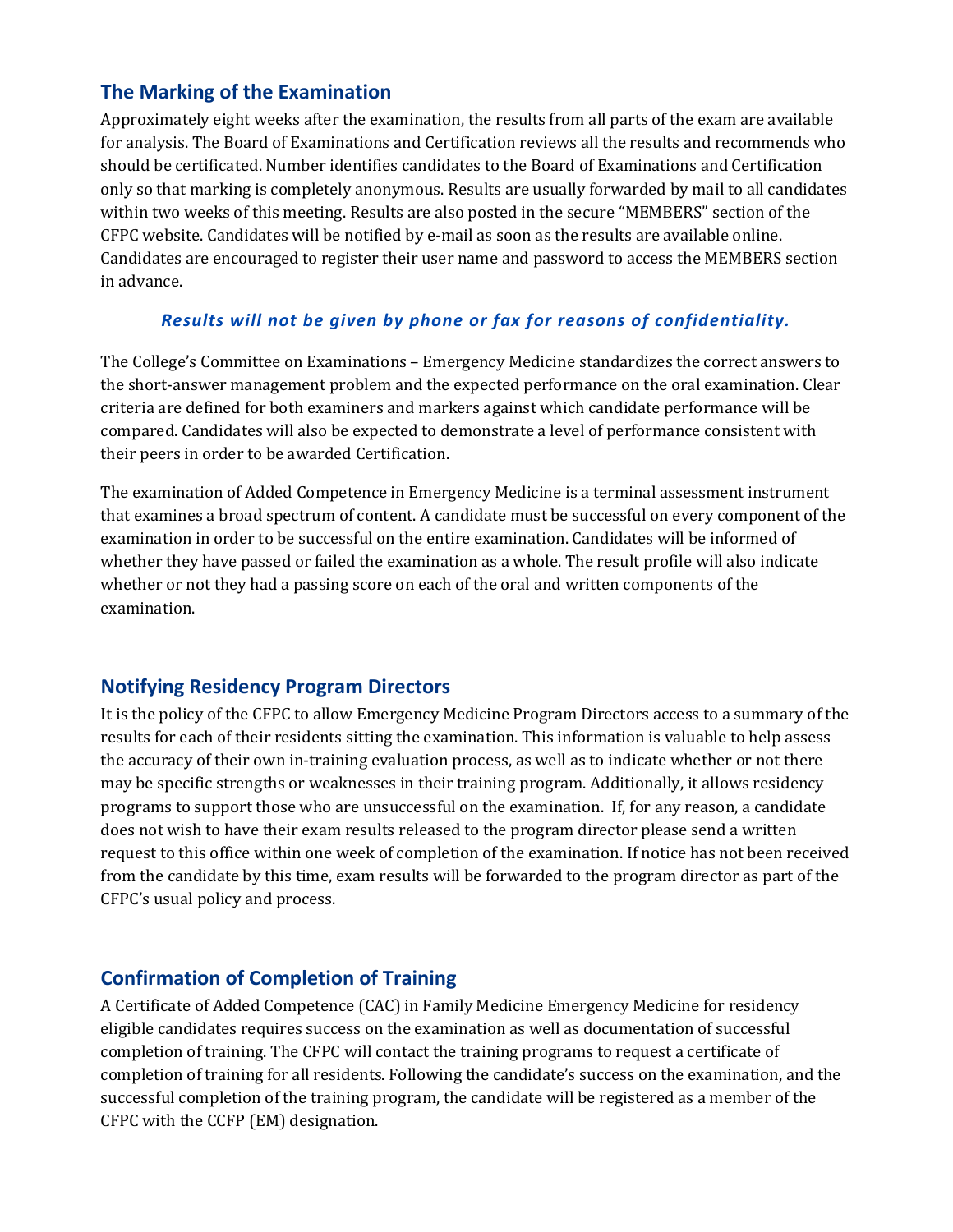## The Marking of the Examination

Approximately eight weeks after the examination, the results from all parts of the exam are available for analysis. The Board of Examinations and Certification reviews all the results and recommends who should be certificated. Number identifies candidates to the Board of Examinations and Certification only so that marking is completely anonymous. Results are usually forwarded by mail to all candidates within two weeks of this meeting. Results are also posted in the secure "MEMBERS" section of the CFPC website. Candidates will be notified by e-mail as soon as the results are available online. Candidates are encouraged to register their user name and password to access the MEMBERS section in advance.

***Results will not be given by phone or fax for reasons of confidentiality.***

The College's Committee on Examinations – Emergency Medicine standardizes the correct answers to the short-answer management problem and the expected performance on the oral examination. Clear criteria are defined for both examiners and markers against which candidate performance will be compared. Candidates will also be expected to demonstrate a level of performance consistent with their peers in order to be awarded Certification.

The examination of Added Competence in Emergency Medicine is a terminal assessment instrument that examines a broad spectrum of content. A candidate must be successful on every component of the examination in order to be successful on the entire examination. Candidates will be informed of whether they have passed or failed the examination as a whole. The result profile will also indicate whether or not they had a passing score on each of the oral and written components of the examination.

## Notifying Residency Program Directors

It is the policy of the CFPC to allow Emergency Medicine Program Directors access to a summary of the results for each of their residents sitting the examination. This information is valuable to help assess the accuracy of their own in-training evaluation process, as well as to indicate whether or not there may be specific strengths or weaknesses in their training program. Additionally, it allows residency programs to support those who are unsuccessful on the examination. If, for any reason, a candidate does not wish to have their exam results released to the program director please send a written request to this office within one week of completion of the examination. If notice has not been received from the candidate by this time, exam results will be forwarded to the program director as part of the CFPC's usual policy and process.

## Confirmation of Completion of Training

A Certificate of Added Competence (CAC) in Family Medicine Emergency Medicine for residency eligible candidates requires success on the examination as well as documentation of successful completion of training. The CFPC will contact the training programs to request a certificate of completion of training for all residents. Following the candidate's success on the examination, and the successful completion of the training program, the candidate will be registered as a member of the CFPC with the CCFP (EM) designation.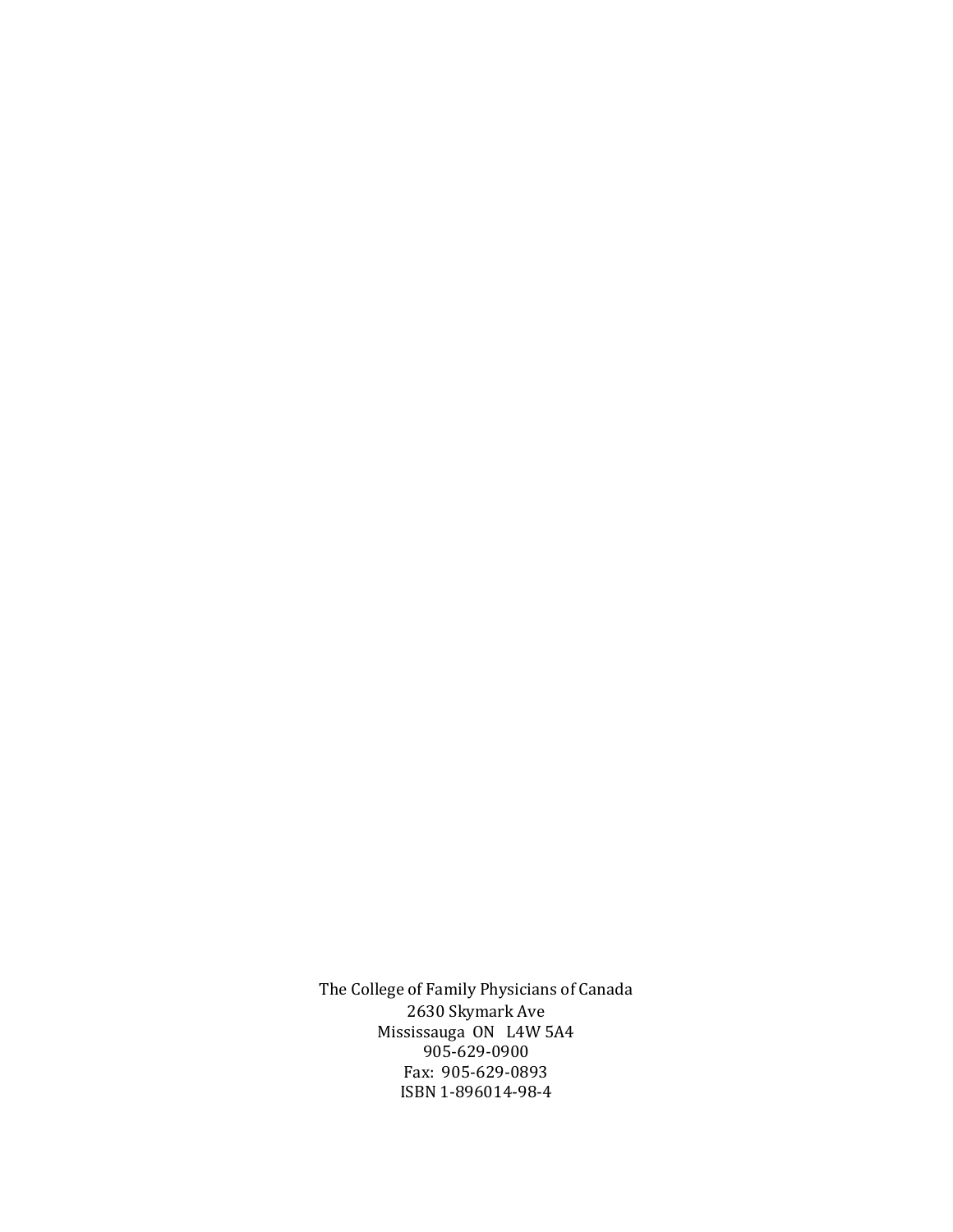The College of Family Physicians of Canada
2630 Skymark Ave
Mississauga ON L4W 5A4
905-629-0900
Fax: 905-629-0893
ISBN 1-896014-98-4